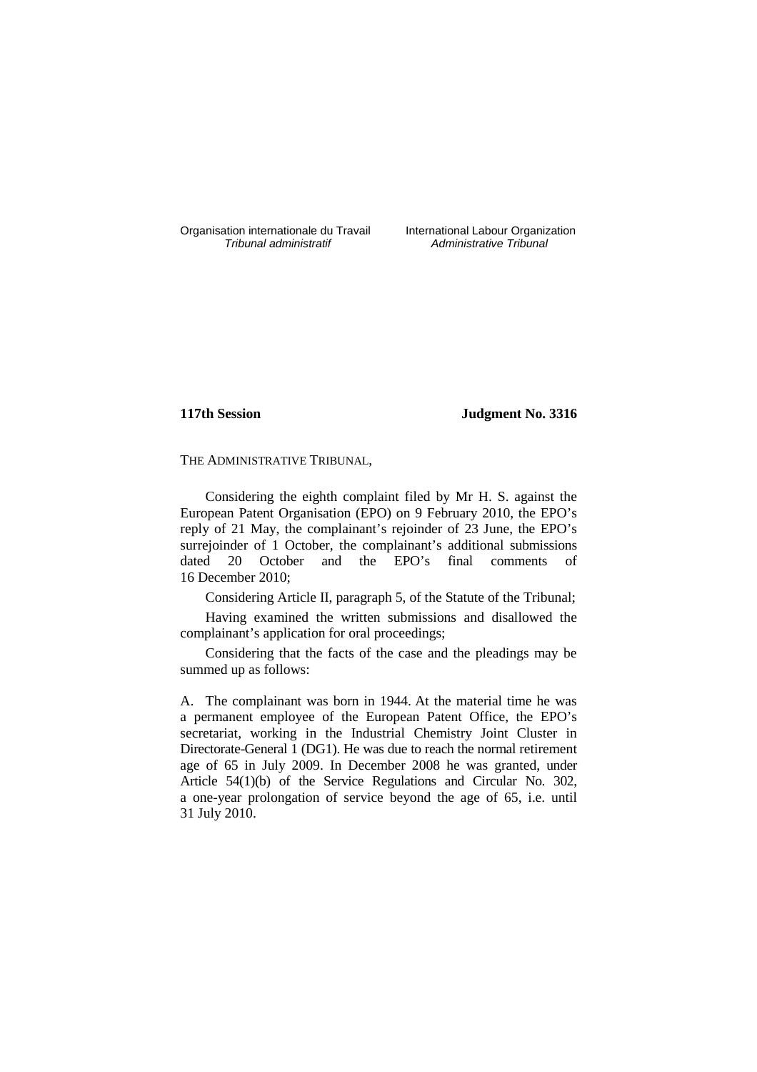Organisation internationale du Travail
*Tribunal administratif*

International Labour Organization
*Administrative Tribunal*

**117th Session** **Judgment No. 3316**

THE ADMINISTRATIVE TRIBUNAL,

Considering the eighth complaint filed by Mr H. S. against the European Patent Organisation (EPO) on 9 February 2010, the EPO's reply of 21 May, the complainant's rejoinder of 23 June, the EPO's surrejoinder of 1 October, the complainant's additional submissions dated 20 October and the EPO's final comments of 16 December 2010;

Considering Article II, paragraph 5, of the Statute of the Tribunal;

Having examined the written submissions and disallowed the complainant's application for oral proceedings;

Considering that the facts of the case and the pleadings may be summed up as follows:

A. The complainant was born in 1944. At the material time he was a permanent employee of the European Patent Office, the EPO's secretariat, working in the Industrial Chemistry Joint Cluster in Directorate-General 1 (DG1). He was due to reach the normal retirement age of 65 in July 2009. In December 2008 he was granted, under Article 54(1)(b) of the Service Regulations and Circular No. 302, a one-year prolongation of service beyond the age of 65, i.e. until 31 July 2010.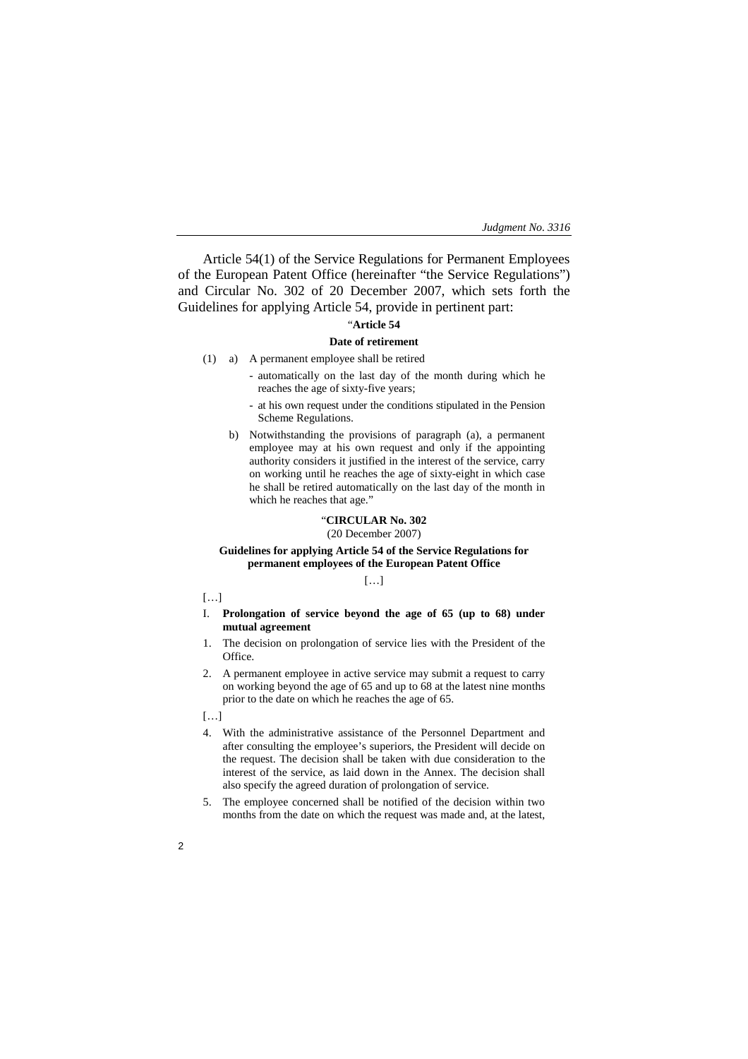Article 54(1) of the Service Regulations for Permanent Employees of the European Patent Office (hereinafter "the Service Regulations") and Circular No. 302 of 20 December 2007, which sets forth the Guidelines for applying Article 54, provide in pertinent part:

"**Article 54**

**Date of retirement**

(1) a) A permanent employee shall be retired

- automatically on the last day of the month during which he reaches the age of sixty-five years;
- at his own request under the conditions stipulated in the Pension Scheme Regulations.

b) Notwithstanding the provisions of paragraph (a), a permanent employee may at his own request and only if the appointing authority considers it justified in the interest of the service, carry on working until he reaches the age of sixty-eight in which case he shall be retired automatically on the last day of the month in which he reaches that age."

"**CIRCULAR No. 302**

(20 December 2007)

**Guidelines for applying Article 54 of the Service Regulations for permanent employees of the European Patent Office**

[…]

[…]

I. **Prolongation of service beyond the age of 65 (up to 68) under mutual agreement**

1. The decision on prolongation of service lies with the President of the Office.
2. A permanent employee in active service may submit a request to carry on working beyond the age of 65 and up to 68 at the latest nine months prior to the date on which he reaches the age of 65.

[…]

4. With the administrative assistance of the Personnel Department and after consulting the employee's superiors, the President will decide on the request. The decision shall be taken with due consideration to the interest of the service, as laid down in the Annex. The decision shall also specify the agreed duration of prolongation of service.
5. The employee concerned shall be notified of the decision within two months from the date on which the request was made and, at the latest,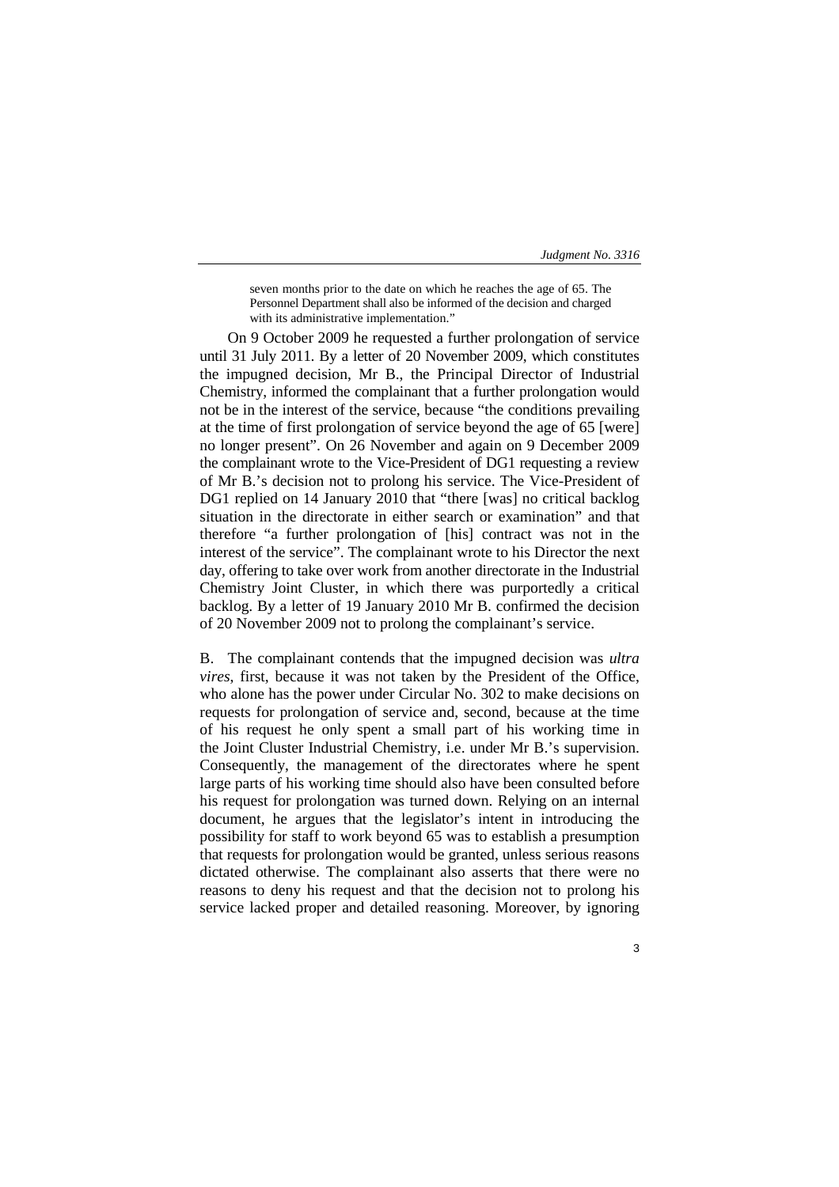seven months prior to the date on which he reaches the age of 65. The Personnel Department shall also be informed of the decision and charged with its administrative implementation."

On 9 October 2009 he requested a further prolongation of service until 31 July 2011. By a letter of 20 November 2009, which constitutes the impugned decision, Mr B., the Principal Director of Industrial Chemistry, informed the complainant that a further prolongation would not be in the interest of the service, because "the conditions prevailing at the time of first prolongation of service beyond the age of 65 [were] no longer present". On 26 November and again on 9 December 2009 the complainant wrote to the Vice-President of DG1 requesting a review of Mr B.'s decision not to prolong his service. The Vice-President of DG1 replied on 14 January 2010 that "there [was] no critical backlog situation in the directorate in either search or examination" and that therefore "a further prolongation of [his] contract was not in the interest of the service". The complainant wrote to his Director the next day, offering to take over work from another directorate in the Industrial Chemistry Joint Cluster, in which there was purportedly a critical backlog. By a letter of 19 January 2010 Mr B. confirmed the decision of 20 November 2009 not to prolong the complainant's service.

B. The complainant contends that the impugned decision was *ultra vires*, first, because it was not taken by the President of the Office, who alone has the power under Circular No. 302 to make decisions on requests for prolongation of service and, second, because at the time of his request he only spent a small part of his working time in the Joint Cluster Industrial Chemistry, i.e. under Mr B.'s supervision. Consequently, the management of the directorates where he spent large parts of his working time should also have been consulted before his request for prolongation was turned down. Relying on an internal document, he argues that the legislator's intent in introducing the possibility for staff to work beyond 65 was to establish a presumption that requests for prolongation would be granted, unless serious reasons dictated otherwise. The complainant also asserts that there were no reasons to deny his request and that the decision not to prolong his service lacked proper and detailed reasoning. Moreover, by ignoring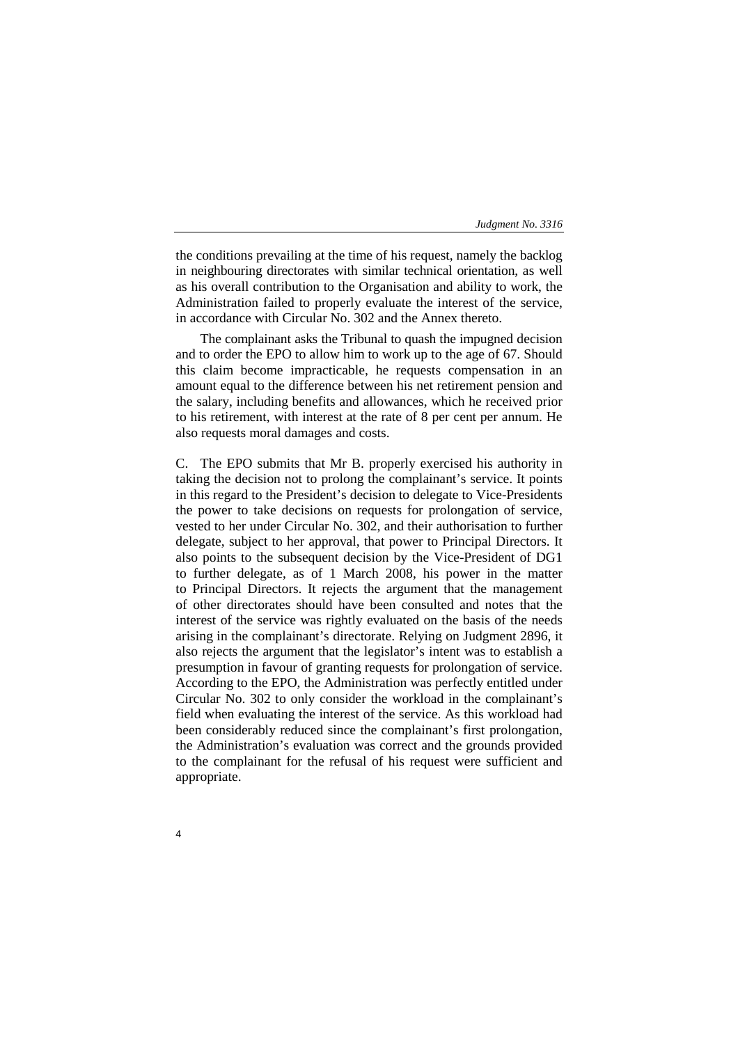the conditions prevailing at the time of his request, namely the backlog in neighbouring directorates with similar technical orientation, as well as his overall contribution to the Organisation and ability to work, the Administration failed to properly evaluate the interest of the service, in accordance with Circular No. 302 and the Annex thereto.

The complainant asks the Tribunal to quash the impugned decision and to order the EPO to allow him to work up to the age of 67. Should this claim become impracticable, he requests compensation in an amount equal to the difference between his net retirement pension and the salary, including benefits and allowances, which he received prior to his retirement, with interest at the rate of 8 per cent per annum. He also requests moral damages and costs.

C. The EPO submits that Mr B. properly exercised his authority in taking the decision not to prolong the complainant's service. It points in this regard to the President's decision to delegate to Vice-Presidents the power to take decisions on requests for prolongation of service, vested to her under Circular No. 302, and their authorisation to further delegate, subject to her approval, that power to Principal Directors. It also points to the subsequent decision by the Vice-President of DG1 to further delegate, as of 1 March 2008, his power in the matter to Principal Directors. It rejects the argument that the management of other directorates should have been consulted and notes that the interest of the service was rightly evaluated on the basis of the needs arising in the complainant's directorate. Relying on Judgment 2896, it also rejects the argument that the legislator's intent was to establish a presumption in favour of granting requests for prolongation of service. According to the EPO, the Administration was perfectly entitled under Circular No. 302 to only consider the workload in the complainant's field when evaluating the interest of the service. As this workload had been considerably reduced since the complainant's first prolongation, the Administration's evaluation was correct and the grounds provided to the complainant for the refusal of his request were sufficient and appropriate.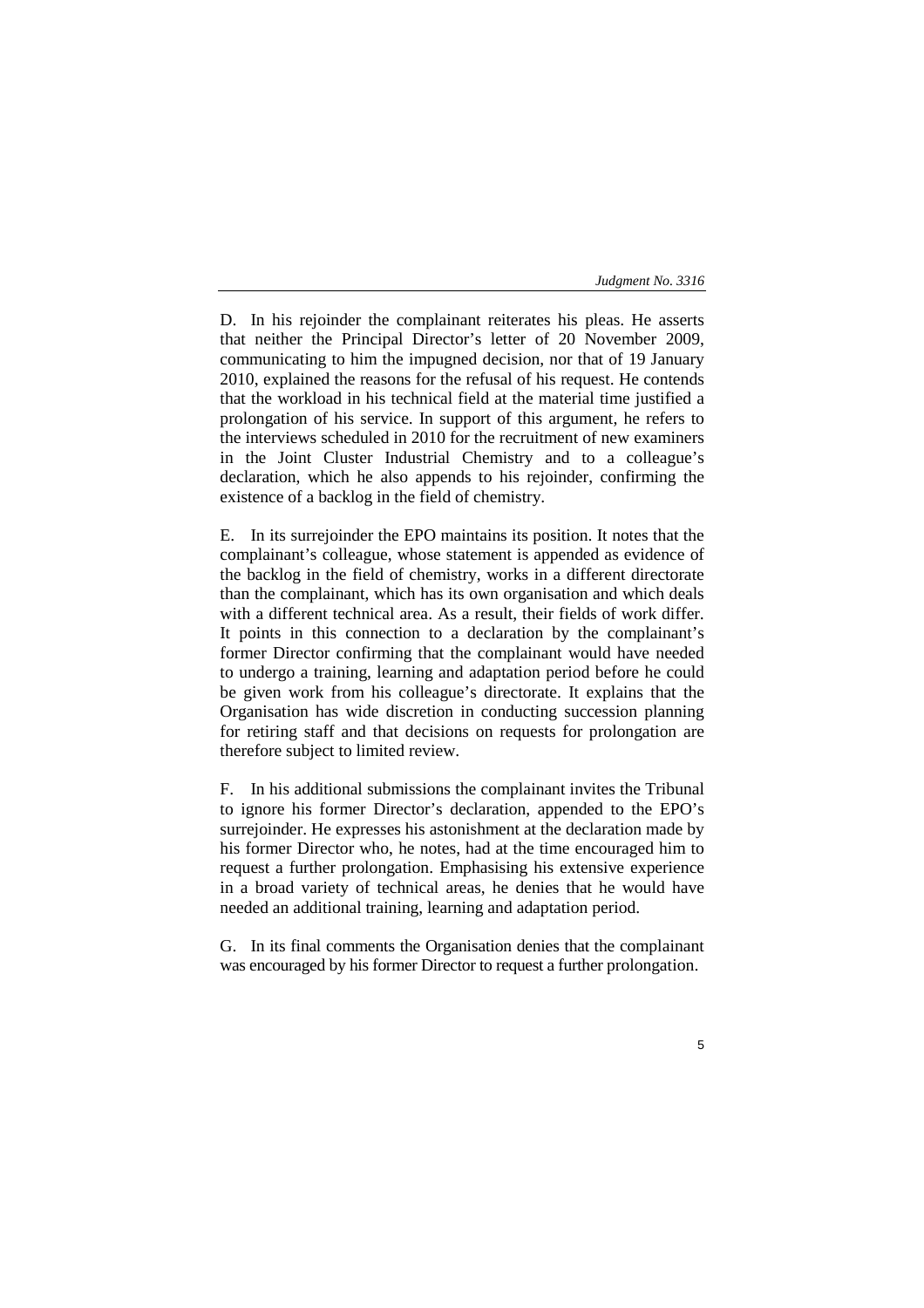D. In his rejoinder the complainant reiterates his pleas. He asserts that neither the Principal Director's letter of 20 November 2009, communicating to him the impugned decision, nor that of 19 January 2010, explained the reasons for the refusal of his request. He contends that the workload in his technical field at the material time justified a prolongation of his service. In support of this argument, he refers to the interviews scheduled in 2010 for the recruitment of new examiners in the Joint Cluster Industrial Chemistry and to a colleague's declaration, which he also appends to his rejoinder, confirming the existence of a backlog in the field of chemistry.

E. In its surrejoinder the EPO maintains its position. It notes that the complainant's colleague, whose statement is appended as evidence of the backlog in the field of chemistry, works in a different directorate than the complainant, which has its own organisation and which deals with a different technical area. As a result, their fields of work differ. It points in this connection to a declaration by the complainant's former Director confirming that the complainant would have needed to undergo a training, learning and adaptation period before he could be given work from his colleague's directorate. It explains that the Organisation has wide discretion in conducting succession planning for retiring staff and that decisions on requests for prolongation are therefore subject to limited review.

F. In his additional submissions the complainant invites the Tribunal to ignore his former Director's declaration, appended to the EPO's surrejoinder. He expresses his astonishment at the declaration made by his former Director who, he notes, had at the time encouraged him to request a further prolongation. Emphasising his extensive experience in a broad variety of technical areas, he denies that he would have needed an additional training, learning and adaptation period.

G. In its final comments the Organisation denies that the complainant was encouraged by his former Director to request a further prolongation.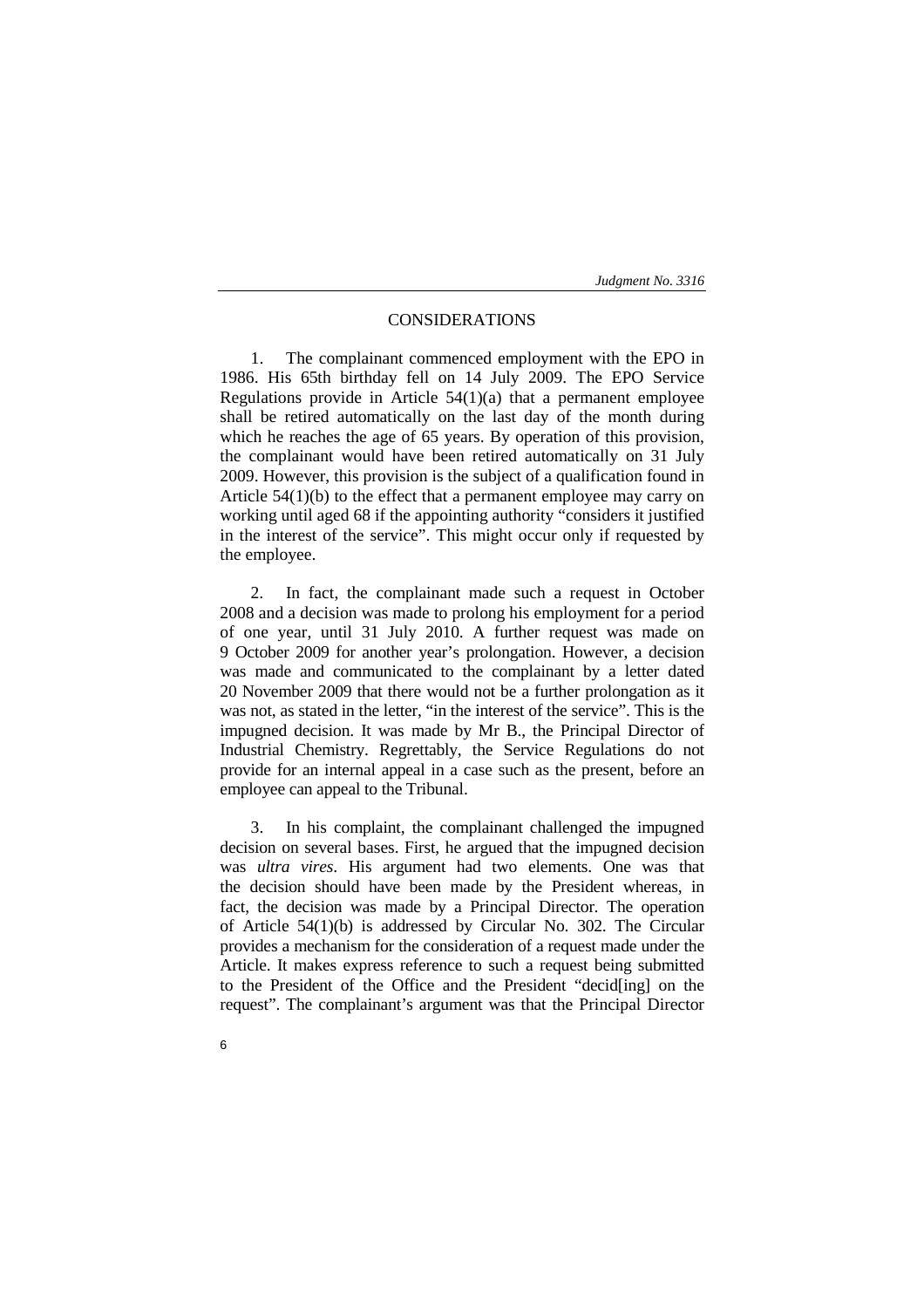## CONSIDERATIONS

1. The complainant commenced employment with the EPO in 1986. His 65th birthday fell on 14 July 2009. The EPO Service Regulations provide in Article 54(1)(a) that a permanent employee shall be retired automatically on the last day of the month during which he reaches the age of 65 years. By operation of this provision, the complainant would have been retired automatically on 31 July 2009. However, this provision is the subject of a qualification found in Article 54(1)(b) to the effect that a permanent employee may carry on working until aged 68 if the appointing authority "considers it justified in the interest of the service". This might occur only if requested by the employee.

2. In fact, the complainant made such a request in October 2008 and a decision was made to prolong his employment for a period of one year, until 31 July 2010. A further request was made on 9 October 2009 for another year's prolongation. However, a decision was made and communicated to the complainant by a letter dated 20 November 2009 that there would not be a further prolongation as it was not, as stated in the letter, "in the interest of the service". This is the impugned decision. It was made by Mr B., the Principal Director of Industrial Chemistry. Regrettably, the Service Regulations do not provide for an internal appeal in a case such as the present, before an employee can appeal to the Tribunal.

3. In his complaint, the complainant challenged the impugned decision on several bases. First, he argued that the impugned decision was *ultra vires*. His argument had two elements. One was that the decision should have been made by the President whereas, in fact, the decision was made by a Principal Director. The operation of Article 54(1)(b) is addressed by Circular No. 302. The Circular provides a mechanism for the consideration of a request made under the Article. It makes express reference to such a request being submitted to the President of the Office and the President "decid[ing] on the request". The complainant's argument was that the Principal Director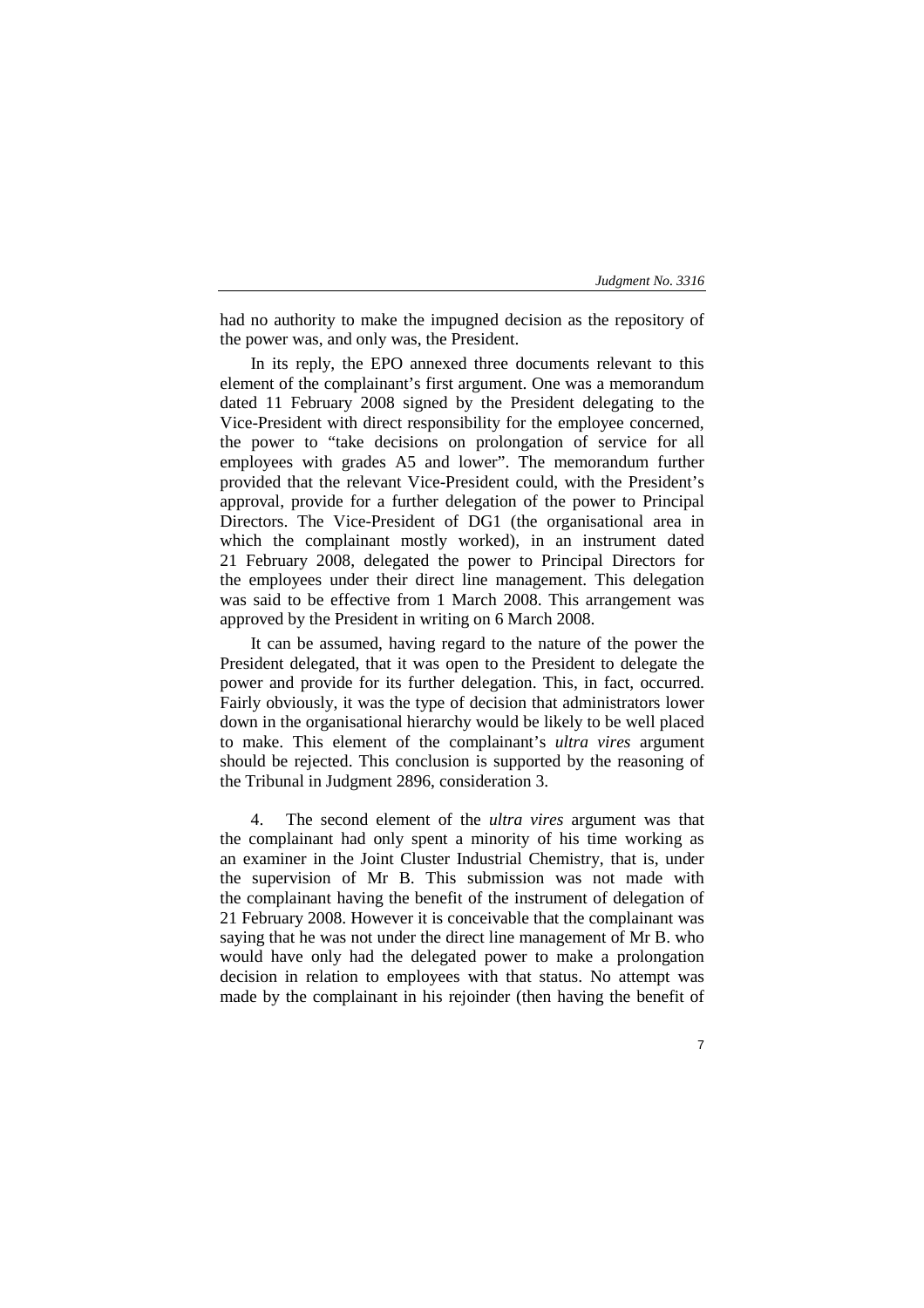had no authority to make the impugned decision as the repository of the power was, and only was, the President.

In its reply, the EPO annexed three documents relevant to this element of the complainant's first argument. One was a memorandum dated 11 February 2008 signed by the President delegating to the Vice-President with direct responsibility for the employee concerned, the power to "take decisions on prolongation of service for all employees with grades A5 and lower". The memorandum further provided that the relevant Vice-President could, with the President's approval, provide for a further delegation of the power to Principal Directors. The Vice-President of DG1 (the organisational area in which the complainant mostly worked), in an instrument dated 21 February 2008, delegated the power to Principal Directors for the employees under their direct line management. This delegation was said to be effective from 1 March 2008. This arrangement was approved by the President in writing on 6 March 2008.

It can be assumed, having regard to the nature of the power the President delegated, that it was open to the President to delegate the power and provide for its further delegation. This, in fact, occurred. Fairly obviously, it was the type of decision that administrators lower down in the organisational hierarchy would be likely to be well placed to make. This element of the complainant's *ultra vires* argument should be rejected. This conclusion is supported by the reasoning of the Tribunal in Judgment 2896, consideration 3.

4. The second element of the *ultra vires* argument was that the complainant had only spent a minority of his time working as an examiner in the Joint Cluster Industrial Chemistry, that is, under the supervision of Mr B. This submission was not made with the complainant having the benefit of the instrument of delegation of 21 February 2008. However it is conceivable that the complainant was saying that he was not under the direct line management of Mr B. who would have only had the delegated power to make a prolongation decision in relation to employees with that status. No attempt was made by the complainant in his rejoinder (then having the benefit of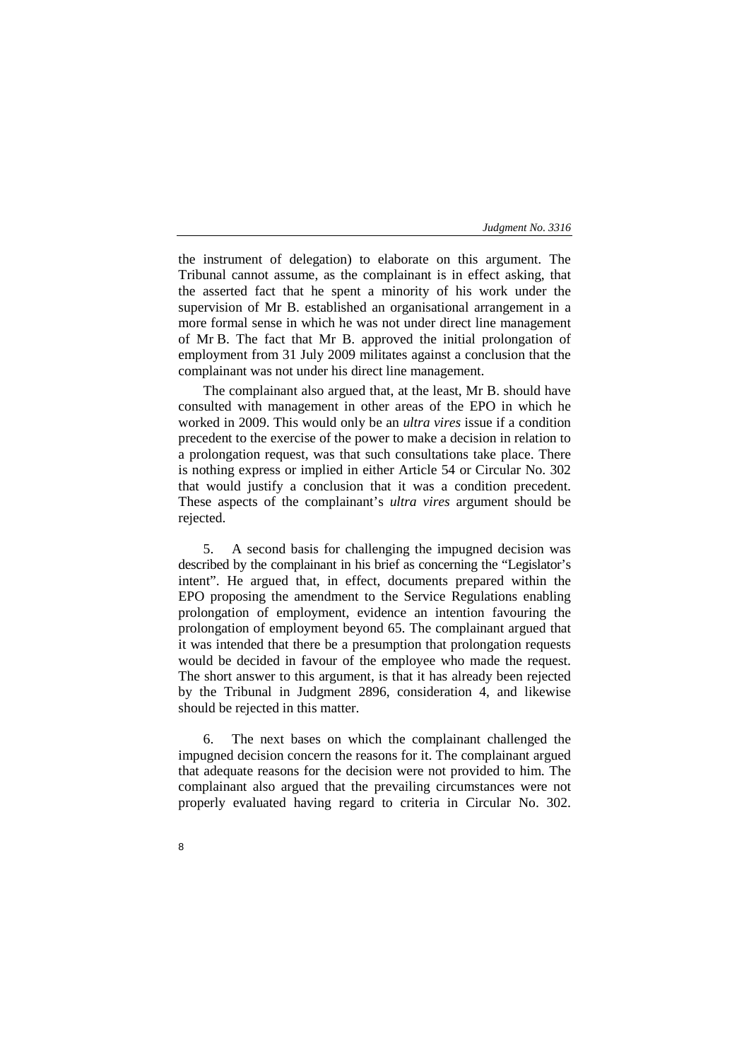the instrument of delegation) to elaborate on this argument. The Tribunal cannot assume, as the complainant is in effect asking, that the asserted fact that he spent a minority of his work under the supervision of Mr B. established an organisational arrangement in a more formal sense in which he was not under direct line management of Mr B. The fact that Mr B. approved the initial prolongation of employment from 31 July 2009 militates against a conclusion that the complainant was not under his direct line management.

The complainant also argued that, at the least, Mr B. should have consulted with management in other areas of the EPO in which he worked in 2009. This would only be an *ultra vires* issue if a condition precedent to the exercise of the power to make a decision in relation to a prolongation request, was that such consultations take place. There is nothing express or implied in either Article 54 or Circular No. 302 that would justify a conclusion that it was a condition precedent. These aspects of the complainant's *ultra vires* argument should be rejected.

5. A second basis for challenging the impugned decision was described by the complainant in his brief as concerning the "Legislator's intent". He argued that, in effect, documents prepared within the EPO proposing the amendment to the Service Regulations enabling prolongation of employment, evidence an intention favouring the prolongation of employment beyond 65. The complainant argued that it was intended that there be a presumption that prolongation requests would be decided in favour of the employee who made the request. The short answer to this argument, is that it has already been rejected by the Tribunal in Judgment 2896, consideration 4, and likewise should be rejected in this matter.

6. The next bases on which the complainant challenged the impugned decision concern the reasons for it. The complainant argued that adequate reasons for the decision were not provided to him. The complainant also argued that the prevailing circumstances were not properly evaluated having regard to criteria in Circular No. 302.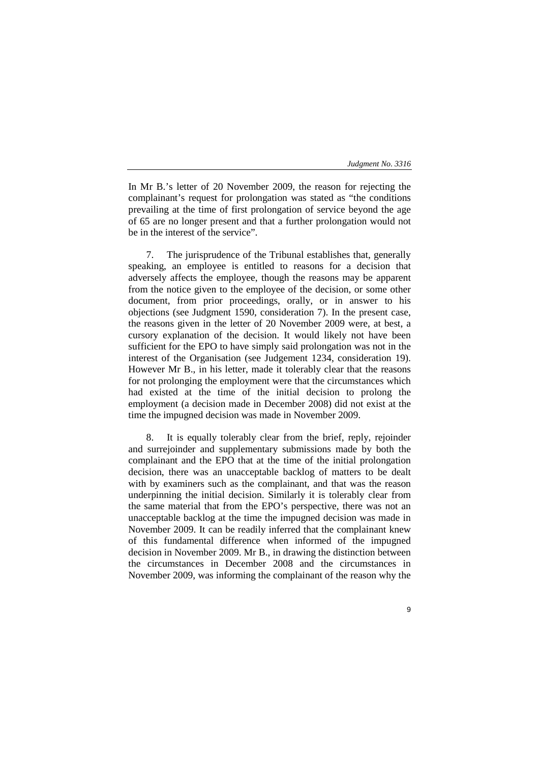In Mr B.'s letter of 20 November 2009, the reason for rejecting the complainant's request for prolongation was stated as "the conditions prevailing at the time of first prolongation of service beyond the age of 65 are no longer present and that a further prolongation would not be in the interest of the service".

7. The jurisprudence of the Tribunal establishes that, generally speaking, an employee is entitled to reasons for a decision that adversely affects the employee, though the reasons may be apparent from the notice given to the employee of the decision, or some other document, from prior proceedings, orally, or in answer to his objections (see Judgment 1590, consideration 7). In the present case, the reasons given in the letter of 20 November 2009 were, at best, a cursory explanation of the decision. It would likely not have been sufficient for the EPO to have simply said prolongation was not in the interest of the Organisation (see Judgement 1234, consideration 19). However Mr B., in his letter, made it tolerably clear that the reasons for not prolonging the employment were that the circumstances which had existed at the time of the initial decision to prolong the employment (a decision made in December 2008) did not exist at the time the impugned decision was made in November 2009.

8. It is equally tolerably clear from the brief, reply, rejoinder and surrejoinder and supplementary submissions made by both the complainant and the EPO that at the time of the initial prolongation decision, there was an unacceptable backlog of matters to be dealt with by examiners such as the complainant, and that was the reason underpinning the initial decision. Similarly it is tolerably clear from the same material that from the EPO's perspective, there was not an unacceptable backlog at the time the impugned decision was made in November 2009. It can be readily inferred that the complainant knew of this fundamental difference when informed of the impugned decision in November 2009. Mr B., in drawing the distinction between the circumstances in December 2008 and the circumstances in November 2009, was informing the complainant of the reason why the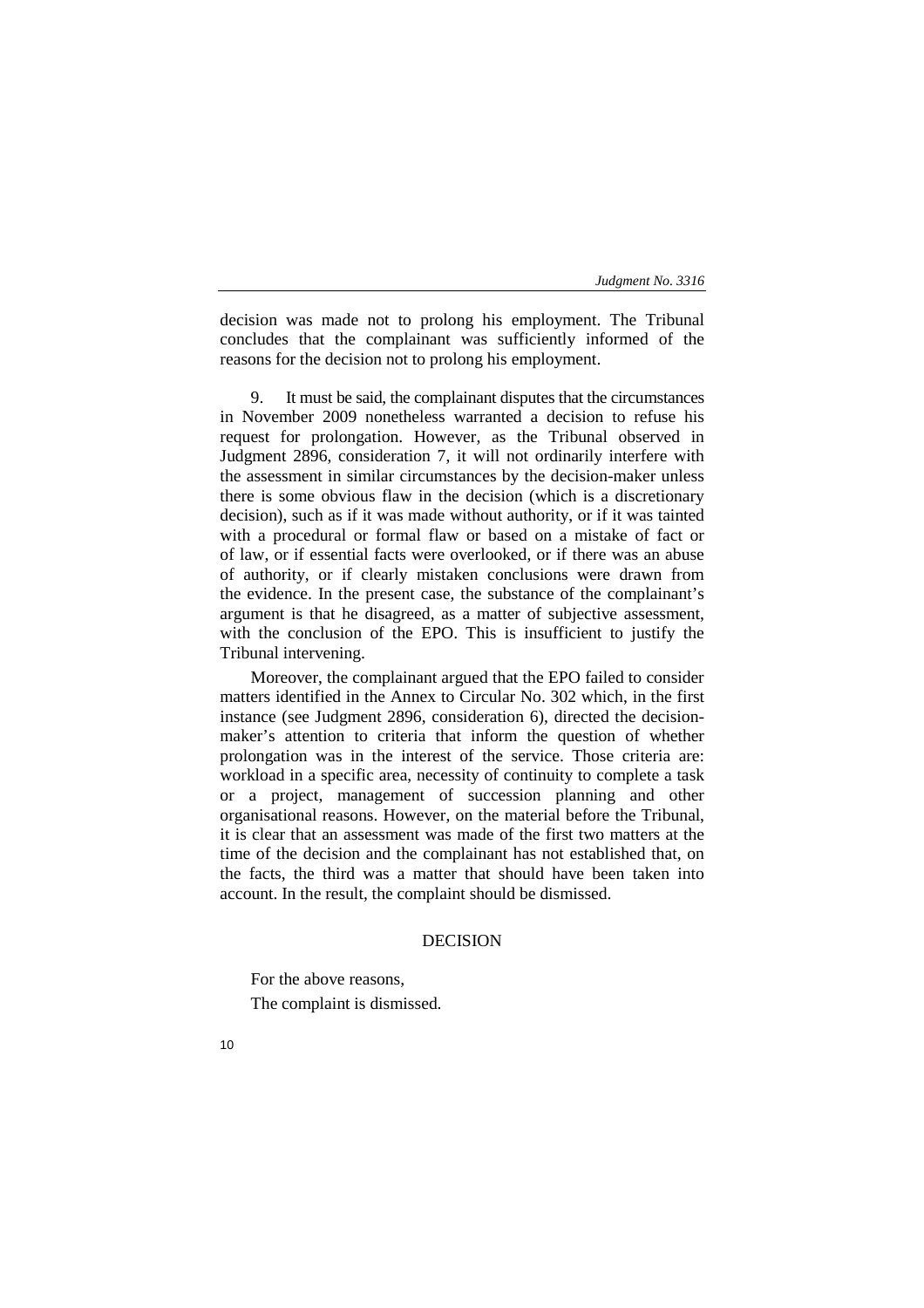decision was made not to prolong his employment. The Tribunal concludes that the complainant was sufficiently informed of the reasons for the decision not to prolong his employment.

9. It must be said, the complainant disputes that the circumstances in November 2009 nonetheless warranted a decision to refuse his request for prolongation. However, as the Tribunal observed in Judgment 2896, consideration 7, it will not ordinarily interfere with the assessment in similar circumstances by the decision-maker unless there is some obvious flaw in the decision (which is a discretionary decision), such as if it was made without authority, or if it was tainted with a procedural or formal flaw or based on a mistake of fact or of law, or if essential facts were overlooked, or if there was an abuse of authority, or if clearly mistaken conclusions were drawn from the evidence. In the present case, the substance of the complainant's argument is that he disagreed, as a matter of subjective assessment, with the conclusion of the EPO. This is insufficient to justify the Tribunal intervening.

Moreover, the complainant argued that the EPO failed to consider matters identified in the Annex to Circular No. 302 which, in the first instance (see Judgment 2896, consideration 6), directed the decision-maker's attention to criteria that inform the question of whether prolongation was in the interest of the service. Those criteria are: workload in a specific area, necessity of continuity to complete a task or a project, management of succession planning and other organisational reasons. However, on the material before the Tribunal, it is clear that an assessment was made of the first two matters at the time of the decision and the complainant has not established that, on the facts, the third was a matter that should have been taken into account. In the result, the complaint should be dismissed.

## DECISION

For the above reasons,

The complaint is dismissed.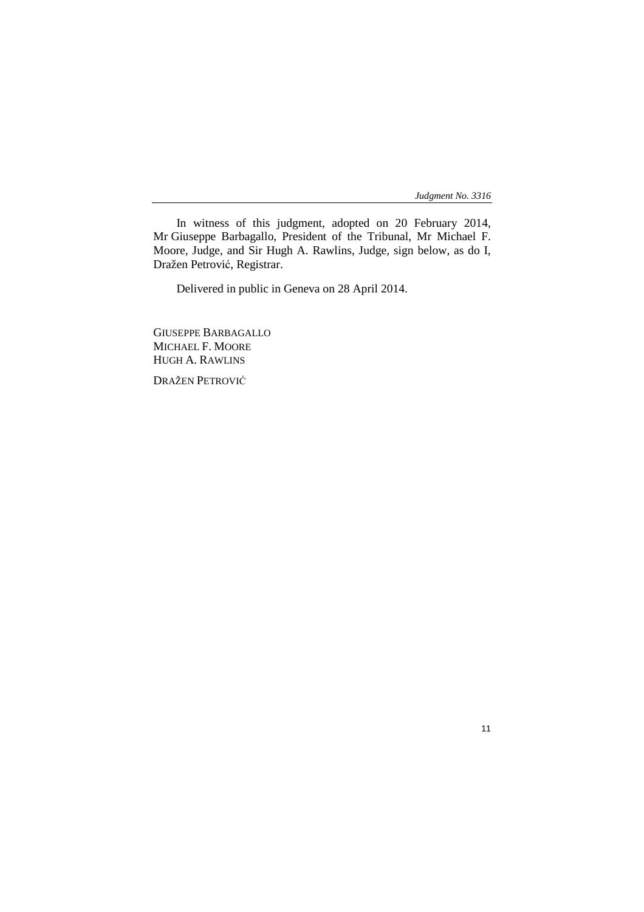In witness of this judgment, adopted on 20 February 2014, Mr Giuseppe Barbagallo, President of the Tribunal, Mr Michael F. Moore, Judge, and Sir Hugh A. Rawlins, Judge, sign below, as do I, Dražen Petrović, Registrar.

Delivered in public in Geneva on 28 April 2014.

GIUSEPPE BARBAGALLO
MICHAEL F. MOORE
HUGH A. RAWLINS

DRAŽEN PETROVIĆ